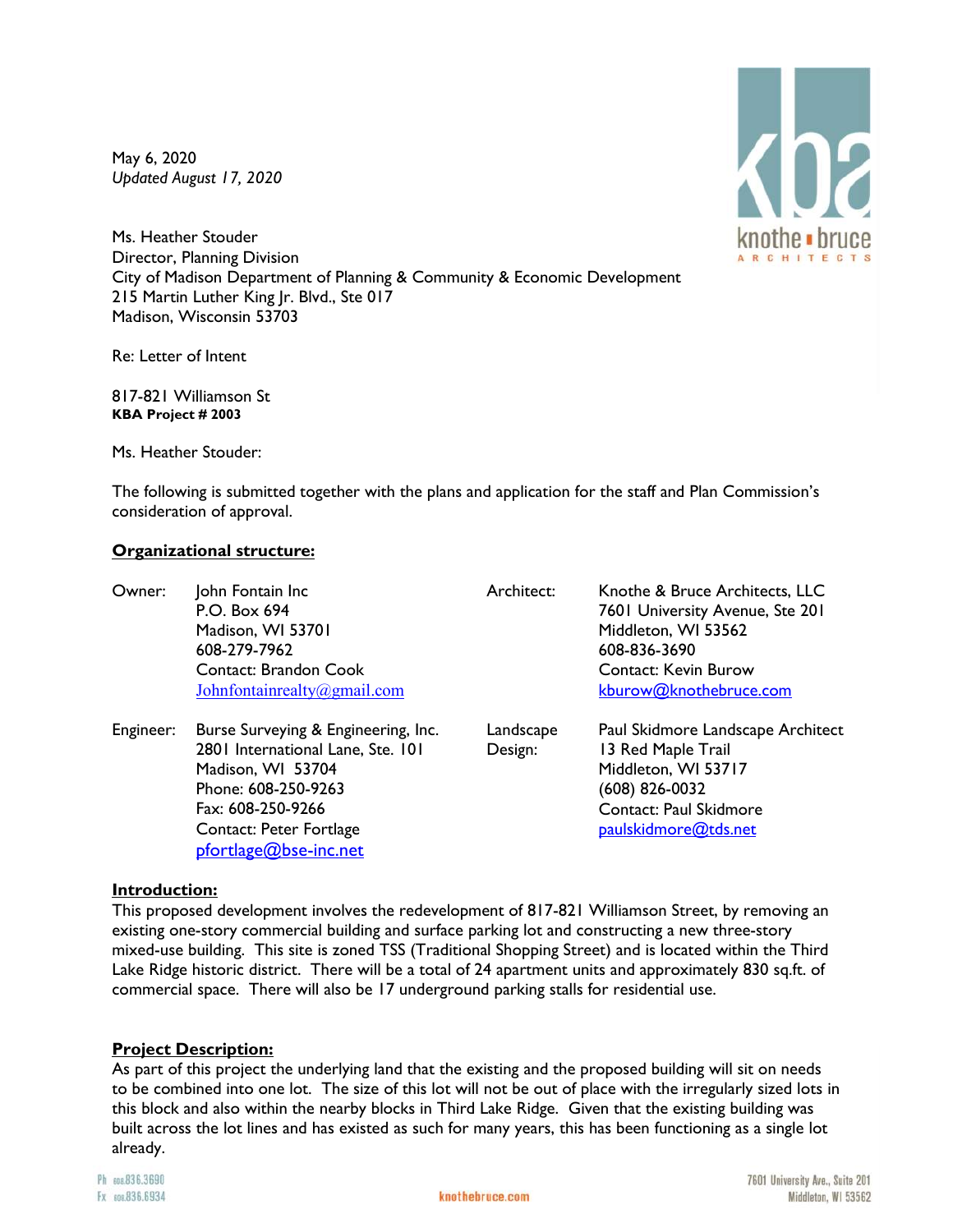May 6, 2020
*Updated August 17, 2020*

Ms. Heather Stouder
Director, Planning Division
City of Madison Department of Planning & Community & Economic Development
215 Martin Luther King Jr. Blvd., Ste 017
Madison, Wisconsin 53703

Re: Letter of Intent

817-821 Williamson St
**KBA Project # 2003**

Ms. Heather Stouder:

The following is submitted together with the plans and application for the staff and Plan Commission's consideration of approval.

**Organizational structure:**

| | | | |
|---|---|---|---|
| Owner: | John Fontain Inc<br>P.O. Box 694<br>Madison, WI 53701<br>608-279-7962<br>Contact: Brandon Cook<br>Johnfontainrealty@gmail.com | Architect: | Knothe & Bruce Architects, LLC<br>7601 University Avenue, Ste 201<br>Middleton, WI 53562<br>608-836-3690<br>Contact: Kevin Burow<br>kburow@knothebruce.com |
| Engineer: | Burse Surveying & Engineering, Inc.<br>2801 International Lane, Ste. 101<br>Madison, WI 53704<br>Phone: 608-250-9263<br>Fax: 608-250-9266<br>Contact: Peter Fortlage<br>pfortlage@bse-inc.net | Landscape Design: | Paul Skidmore Landscape Architect<br>13 Red Maple Trail<br>Middleton, WI 53717<br>(608) 826-0032<br>Contact: Paul Skidmore<br>paulskidmore@tds.net |

**Introduction:**

This proposed development involves the redevelopment of 817-821 Williamson Street, by removing an existing one-story commercial building and surface parking lot and constructing a new three-story mixed-use building. This site is zoned TSS (Traditional Shopping Street) and is located within the Third Lake Ridge historic district. There will be a total of 24 apartment units and approximately 830 sq.ft. of commercial space. There will also be 17 underground parking stalls for residential use.

**Project Description:**

As part of this project the underlying land that the existing and the proposed building will sit on needs to be combined into one lot. The size of this lot will not be out of place with the irregularly sized lots in this block and also within the nearby blocks in Third Lake Ridge. Given that the existing building was built across the lot lines and has existed as such for many years, this has been functioning as a single lot already.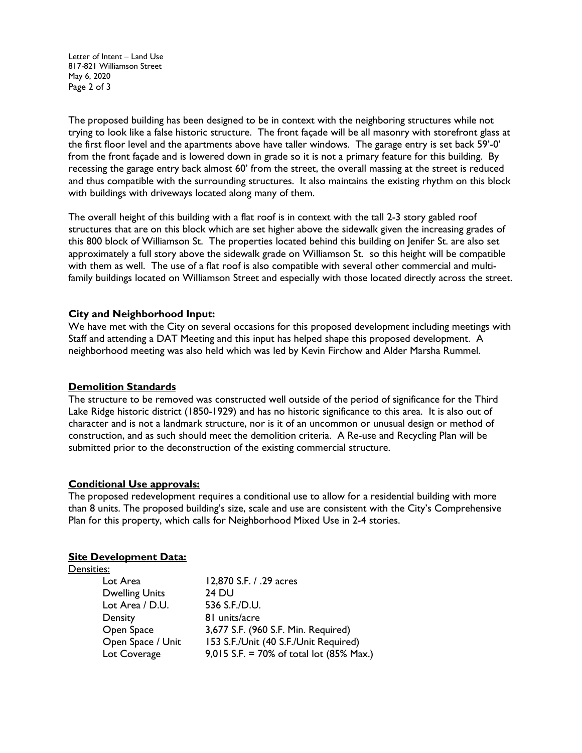The proposed building has been designed to be in context with the neighboring structures while not trying to look like a false historic structure. The front façade will be all masonry with storefront glass at the first floor level and the apartments above have taller windows. The garage entry is set back 59'-0' from the front façade and is lowered down in grade so it is not a primary feature for this building. By recessing the garage entry back almost 60' from the street, the overall massing at the street is reduced and thus compatible with the surrounding structures. It also maintains the existing rhythm on this block with buildings with driveways located along many of them.

The overall height of this building with a flat roof is in context with the tall 2-3 story gabled roof structures that are on this block which are set higher above the sidewalk given the increasing grades of this 800 block of Williamson St. The properties located behind this building on Jenifer St. are also set approximately a full story above the sidewalk grade on Williamson St. so this height will be compatible with them as well. The use of a flat roof is also compatible with several other commercial and multi-family buildings located on Williamson Street and especially with those located directly across the street.

## City and Neighborhood Input:

We have met with the City on several occasions for this proposed development including meetings with Staff and attending a DAT Meeting and this input has helped shape this proposed development. A neighborhood meeting was also held which was led by Kevin Firchow and Alder Marsha Rummel.

## Demolition Standards

The structure to be removed was constructed well outside of the period of significance for the Third Lake Ridge historic district (1850-1929) and has no historic significance to this area. It is also out of character and is not a landmark structure, nor is it of an uncommon or unusual design or method of construction, and as such should meet the demolition criteria. A Re-use and Recycling Plan will be submitted prior to the deconstruction of the existing commercial structure.

## Conditional Use approvals:

The proposed redevelopment requires a conditional use to allow for a residential building with more than 8 units. The proposed building's size, scale and use are consistent with the City's Comprehensive Plan for this property, which calls for Neighborhood Mixed Use in 2-4 stories.

## Site Development Data:

Densities:

| | |
|---|---|
| Lot Area | 12,870 S.F. / .29 acres |
| Dwelling Units | 24 DU |
| Lot Area / D.U. | 536 S.F./D.U. |
| Density | 81 units/acre |
| Open Space | 3,677 S.F. (960 S.F. Min. Required) |
| Open Space / Unit | 153 S.F./Unit (40 S.F./Unit Required) |
| Lot Coverage | 9,015 S.F. = 70% of total lot (85% Max.) |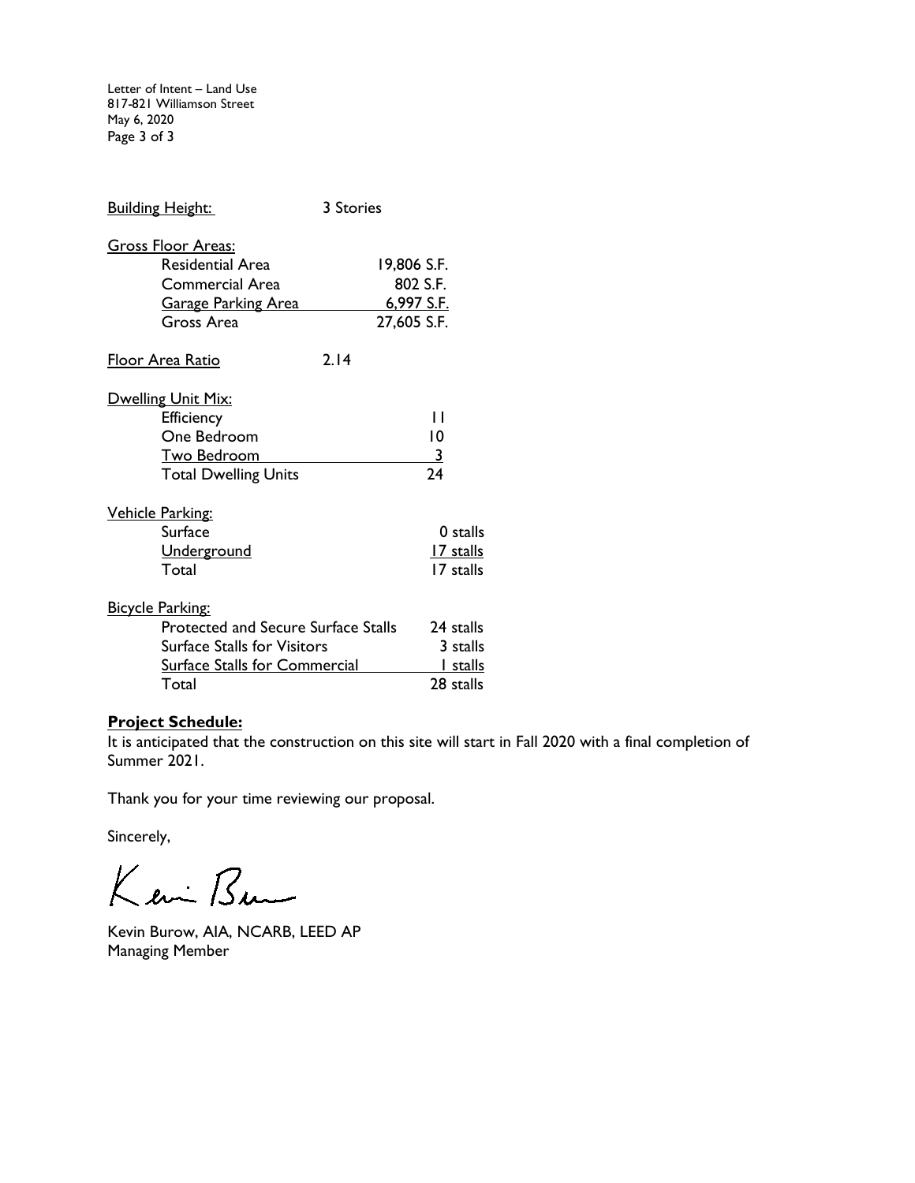Building Height: 3 Stories

Gross Floor Areas:

| | |
|---|---|
| Residential Area | 19,806 S.F. |
| Commercial Area | 802 S.F. |
| Garage Parking Area | 6,997 S.F. |
| Gross Area | 27,605 S.F. |

Floor Area Ratio 2.14

Dwelling Unit Mix:

| | |
|---|---|
| Efficiency | 11 |
| One Bedroom | 10 |
| Two Bedroom | 3 |
| Total Dwelling Units | 24 |

Vehicle Parking:

| | |
|---|---|
| Surface | 0 stalls |
| Underground | 17 stalls |
| Total | 17 stalls |

Bicycle Parking:

| | |
|---|---|
| Protected and Secure Surface Stalls | 24 stalls |
| Surface Stalls for Visitors | 3 stalls |
| Surface Stalls for Commercial | 1 stalls |
| Total | 28 stalls |

**Project Schedule:**

It is anticipated that the construction on this site will start in Fall 2020 with a final completion of Summer 2021.

Thank you for your time reviewing our proposal.

Sincerely,

Kevin Burow, AIA, NCARB, LEED AP
Managing Member